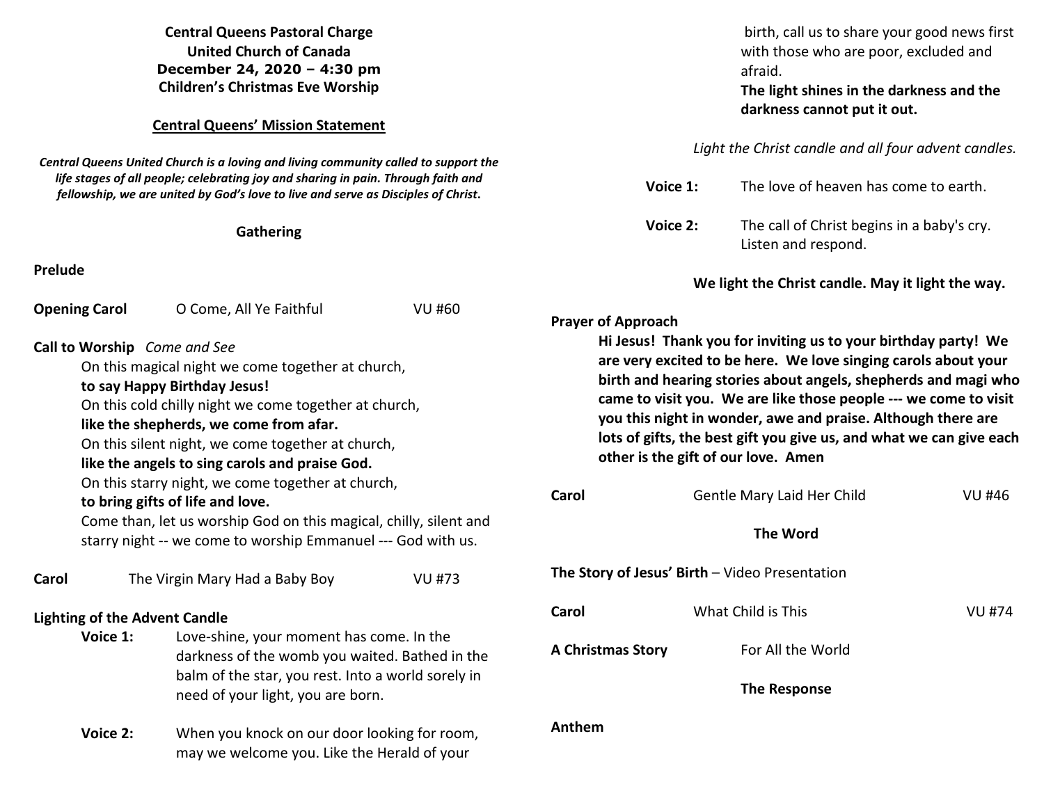**Central Queens Pastoral Charge**
**United Church of Canada**
**December 24, 2020 – 4:30 pm**
**Children's Christmas Eve Worship**

**Central Queens' Mission Statement**

***Central Queens United Church is a loving and living community called to support the life stages of all people; celebrating joy and sharing in pain. Through faith and fellowship, we are united by God's love to live and serve as Disciples of Christ.***

## Gathering

**Prelude**

**Opening Carol** O Come, All Ye Faithful VU #60

**Call to Worship** *Come and See*

On this magical night we come together at church,
**to say Happy Birthday Jesus!**
On this cold chilly night we come together at church,
**like the shepherds, we come from afar.**
On this silent night, we come together at church,
**like the angels to sing carols and praise God.**
On this starry night, we come together at church,
**to bring gifts of life and love.**
Come than, let us worship God on this magical, chilly, silent and starry night -- we come to worship Emmanuel --- God with us.

**Carol** The Virgin Mary Had a Baby Boy VU #73

**Lighting of the Advent Candle**

**Voice 1:** Love-shine, your moment has come. In the darkness of the womb you waited. Bathed in the balm of the star, you rest. Into a world sorely in need of your light, you are born.

**Voice 2:** When you knock on our door looking for room, may we welcome you. Like the Herald of your birth, call us to share your good news first with those who are poor, excluded and afraid.
**The light shines in the darkness and the darkness cannot put it out.**

*Light the Christ candle and all four advent candles.*

**Voice 1:** The love of heaven has come to earth.

**Voice 2:** The call of Christ begins in a baby's cry. Listen and respond.

**We light the Christ candle. May it light the way.**

**Prayer of Approach**

**Hi Jesus! Thank you for inviting us to your birthday party! We are very excited to be here. We love singing carols about your birth and hearing stories about angels, shepherds and magi who came to visit you. We are like those people --- we come to visit you this night in wonder, awe and praise. Although there are lots of gifts, the best gift you give us, and what we can give each other is the gift of our love. Amen**

**Carol** Gentle Mary Laid Her Child VU #46

## The Word

**The Story of Jesus' Birth** – Video Presentation

**Carol** What Child is This VU #74

**A Christmas Story** For All the World

## The Response

**Anthem**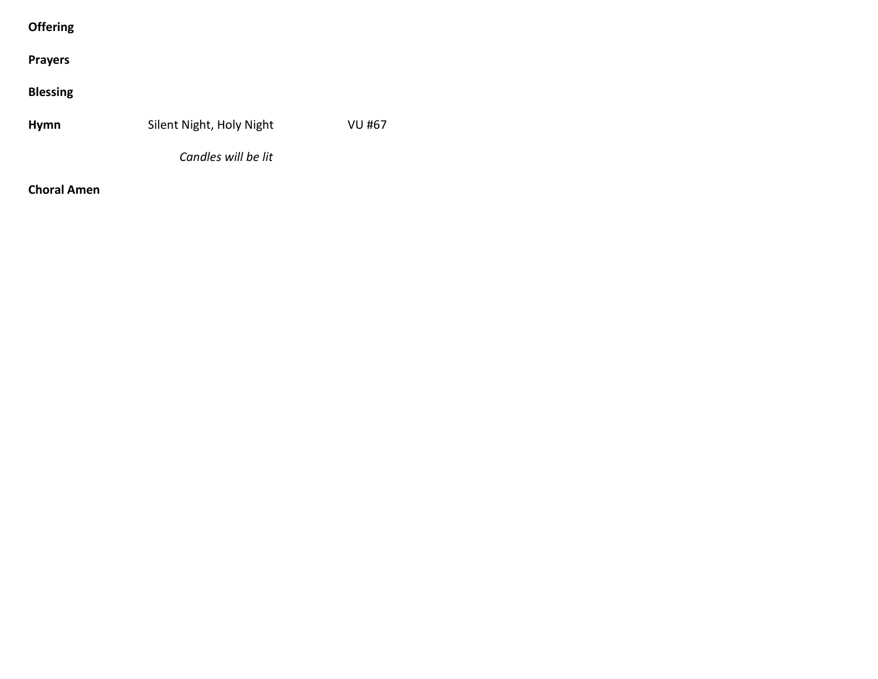**Offering**

**Prayers**

**Blessing**

**Hymn** Silent Night, Holy Night VU #67

*Candles will be lit*

**Choral Amen**